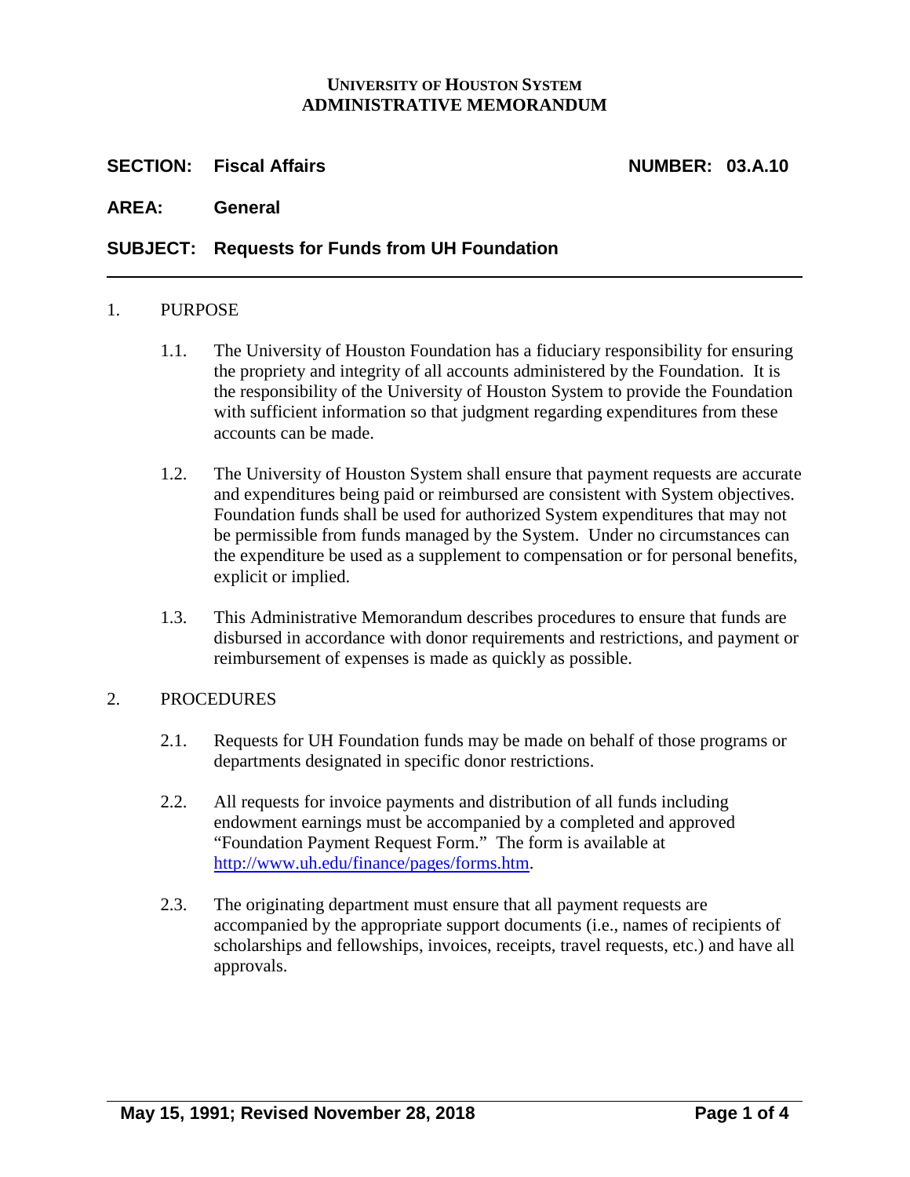**UNIVERSITY OF HOUSTON SYSTEM**
**ADMINISTRATIVE MEMORANDUM**

**SECTION: Fiscal Affairs** **NUMBER: 03.A.10**

**AREA: General**

**SUBJECT: Requests for Funds from UH Foundation**

---

1. PURPOSE

   1.1. The University of Houston Foundation has a fiduciary responsibility for ensuring the propriety and integrity of all accounts administered by the Foundation. It is the responsibility of the University of Houston System to provide the Foundation with sufficient information so that judgment regarding expenditures from these accounts can be made.

   1.2. The University of Houston System shall ensure that payment requests are accurate and expenditures being paid or reimbursed are consistent with System objectives. Foundation funds shall be used for authorized System expenditures that may not be permissible from funds managed by the System. Under no circumstances can the expenditure be used as a supplement to compensation or for personal benefits, explicit or implied.

   1.3. This Administrative Memorandum describes procedures to ensure that funds are disbursed in accordance with donor requirements and restrictions, and payment or reimbursement of expenses is made as quickly as possible.

2. PROCEDURES

   2.1. Requests for UH Foundation funds may be made on behalf of those programs or departments designated in specific donor restrictions.

   2.2. All requests for invoice payments and distribution of all funds including endowment earnings must be accompanied by a completed and approved "Foundation Payment Request Form." The form is available at [http://www.uh.edu/finance/pages/forms.htm](http://www.uh.edu/finance/pages/forms.htm).

   2.3. The originating department must ensure that all payment requests are accompanied by the appropriate support documents (i.e., names of recipients of scholarships and fellowships, invoices, receipts, travel requests, etc.) and have all approvals.

May 15, 1991; Revised November 28, 2018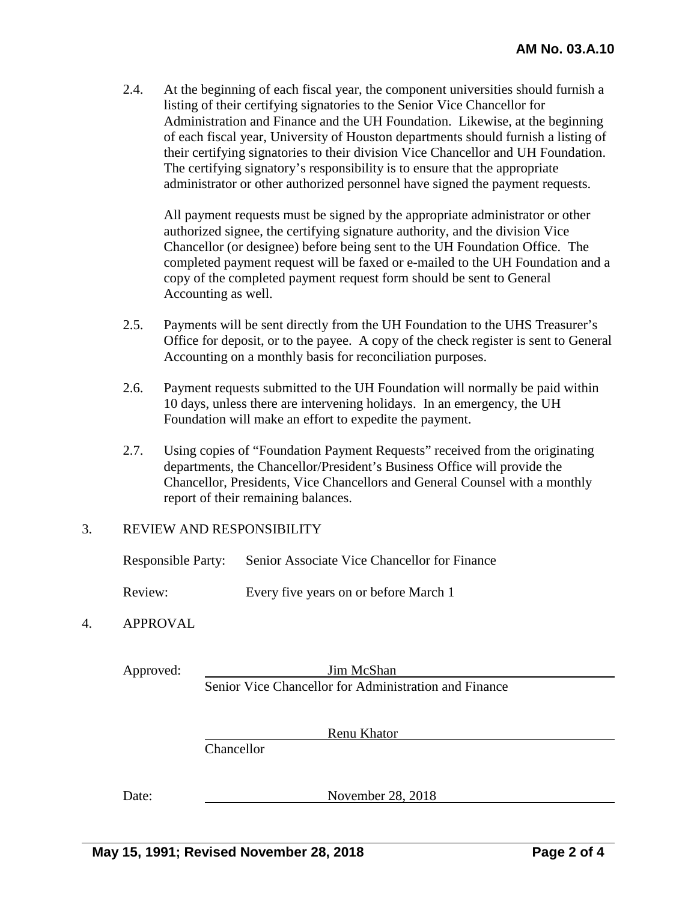2.4. At the beginning of each fiscal year, the component universities should furnish a listing of their certifying signatories to the Senior Vice Chancellor for Administration and Finance and the UH Foundation. Likewise, at the beginning of each fiscal year, University of Houston departments should furnish a listing of their certifying signatories to their division Vice Chancellor and UH Foundation. The certifying signatory's responsibility is to ensure that the appropriate administrator or other authorized personnel have signed the payment requests.

All payment requests must be signed by the appropriate administrator or other authorized signee, the certifying signature authority, and the division Vice Chancellor (or designee) before being sent to the UH Foundation Office. The completed payment request will be faxed or e-mailed to the UH Foundation and a copy of the completed payment request form should be sent to General Accounting as well.

2.5. Payments will be sent directly from the UH Foundation to the UHS Treasurer's Office for deposit, or to the payee. A copy of the check register is sent to General Accounting on a monthly basis for reconciliation purposes.

2.6. Payment requests submitted to the UH Foundation will normally be paid within 10 days, unless there are intervening holidays. In an emergency, the UH Foundation will make an effort to expedite the payment.

2.7. Using copies of "Foundation Payment Requests" received from the originating departments, the Chancellor/President's Business Office will provide the Chancellor, Presidents, Vice Chancellors and General Counsel with a monthly report of their remaining balances.

## 3. REVIEW AND RESPONSIBILITY

Responsible Party: Senior Associate Vice Chancellor for Finance

Review: Every five years on or before March 1

## 4. APPROVAL

Approved: Jim McShan
Senior Vice Chancellor for Administration and Finance

Renu Khator
Chancellor

Date: November 28, 2018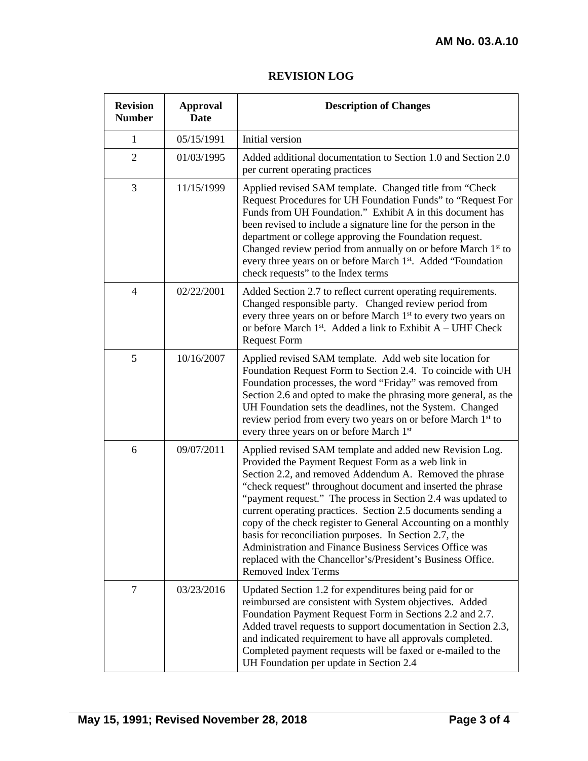## REVISION LOG

| Revision Number | Approval Date | Description of Changes |
|---|---|---|
| 1 | 05/15/1991 | Initial version |
| 2 | 01/03/1995 | Added additional documentation to Section 1.0 and Section 2.0 per current operating practices |
| 3 | 11/15/1999 | Applied revised SAM template. Changed title from "Check Request Procedures for UH Foundation Funds" to "Request For Funds from UH Foundation." Exhibit A in this document has been revised to include a signature line for the person in the department or college approving the Foundation request. Changed review period from annually on or before March 1st to every three years on or before March 1st. Added "Foundation check requests" to the Index terms |
| 4 | 02/22/2001 | Added Section 2.7 to reflect current operating requirements. Changed responsible party. Changed review period from every three years on or before March 1st to every two years on or before March 1st. Added a link to Exhibit A – UHF Check Request Form |
| 5 | 10/16/2007 | Applied revised SAM template. Add web site location for Foundation Request Form to Section 2.4. To coincide with UH Foundation processes, the word "Friday" was removed from Section 2.6 and opted to make the phrasing more general, as the UH Foundation sets the deadlines, not the System. Changed review period from every two years on or before March 1st to every three years on or before March 1st |
| 6 | 09/07/2011 | Applied revised SAM template and added new Revision Log. Provided the Payment Request Form as a web link in Section 2.2, and removed Addendum A. Removed the phrase "check request" throughout document and inserted the phrase "payment request." The process in Section 2.4 was updated to current operating practices. Section 2.5 documents sending a copy of the check register to General Accounting on a monthly basis for reconciliation purposes. In Section 2.7, the Administration and Finance Business Services Office was replaced with the Chancellor's/President's Business Office. Removed Index Terms |
| 7 | 03/23/2016 | Updated Section 1.2 for expenditures being paid for or reimbursed are consistent with System objectives. Added Foundation Payment Request Form in Sections 2.2 and 2.7. Added travel requests to support documentation in Section 2.3, and indicated requirement to have all approvals completed. Completed payment requests will be faxed or e-mailed to the UH Foundation per update in Section 2.4 |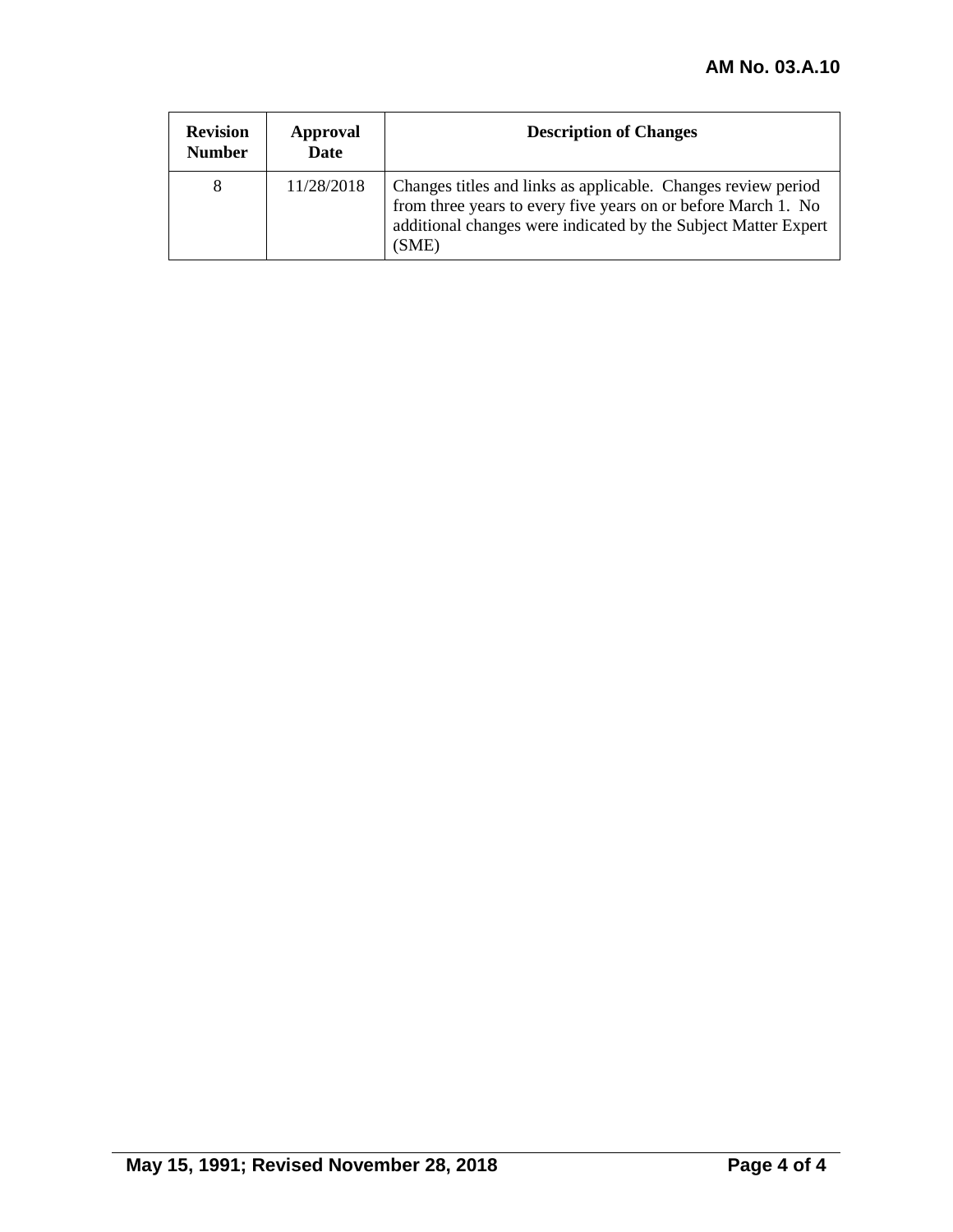| Revision Number | Approval Date | Description of Changes |
| --- | --- | --- |
| 8 | 11/28/2018 | Changes titles and links as applicable. Changes review period from three years to every five years on or before March 1. No additional changes were indicated by the Subject Matter Expert (SME) |